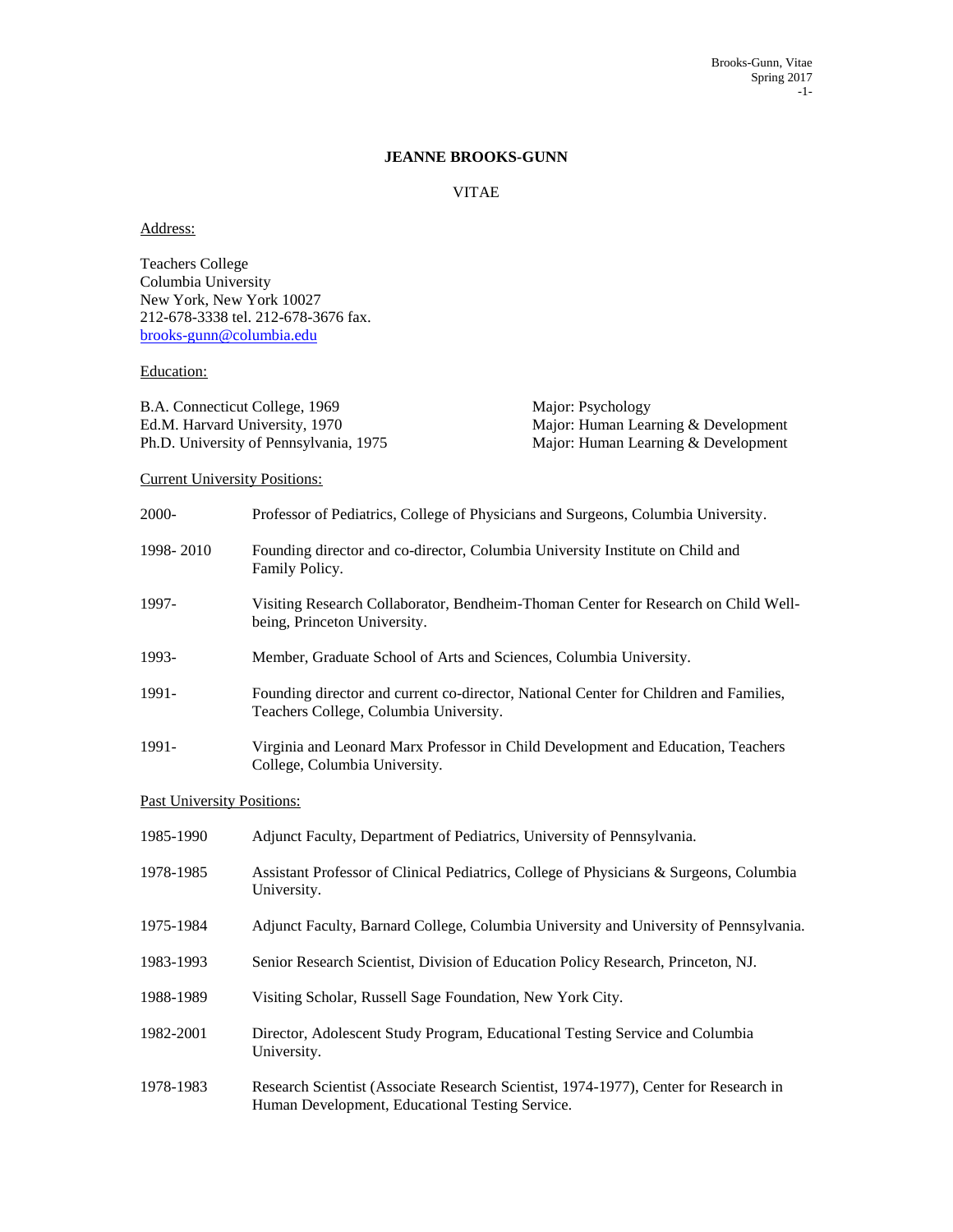# JEANNE BROOKS-GUNN

VITAE

Address:

Teachers College
Columbia University
New York, New York 10027
212-678-3338 tel. 212-678-3676 fax.
brooks-gunn@columbia.edu

Education:

| | |
|---|---|
| B.A. Connecticut College, 1969 | Major: Psychology |
| Ed.M. Harvard University, 1970 | Major: Human Learning & Development |
| Ph.D. University of Pennsylvania, 1975 | Major: Human Learning & Development |

Current University Positions:

| | |
|---|---|
| 2000- | Professor of Pediatrics, College of Physicians and Surgeons, Columbia University. |
| 1998- 2010 | Founding director and co-director, Columbia University Institute on Child and Family Policy. |
| 1997- | Visiting Research Collaborator, Bendheim-Thoman Center for Research on Child Well-being, Princeton University. |
| 1993- | Member, Graduate School of Arts and Sciences, Columbia University. |
| 1991- | Founding director and current co-director, National Center for Children and Families, Teachers College, Columbia University. |
| 1991- | Virginia and Leonard Marx Professor in Child Development and Education, Teachers College, Columbia University. |

Past University Positions:

| | |
|---|---|
| 1985-1990 | Adjunct Faculty, Department of Pediatrics, University of Pennsylvania. |
| 1978-1985 | Assistant Professor of Clinical Pediatrics, College of Physicians & Surgeons, Columbia University. |
| 1975-1984 | Adjunct Faculty, Barnard College, Columbia University and University of Pennsylvania. |
| 1983-1993 | Senior Research Scientist, Division of Education Policy Research, Princeton, NJ. |
| 1988-1989 | Visiting Scholar, Russell Sage Foundation, New York City. |
| 1982-2001 | Director, Adolescent Study Program, Educational Testing Service and Columbia University. |
| 1978-1983 | Research Scientist (Associate Research Scientist, 1974-1977), Center for Research in Human Development, Educational Testing Service. |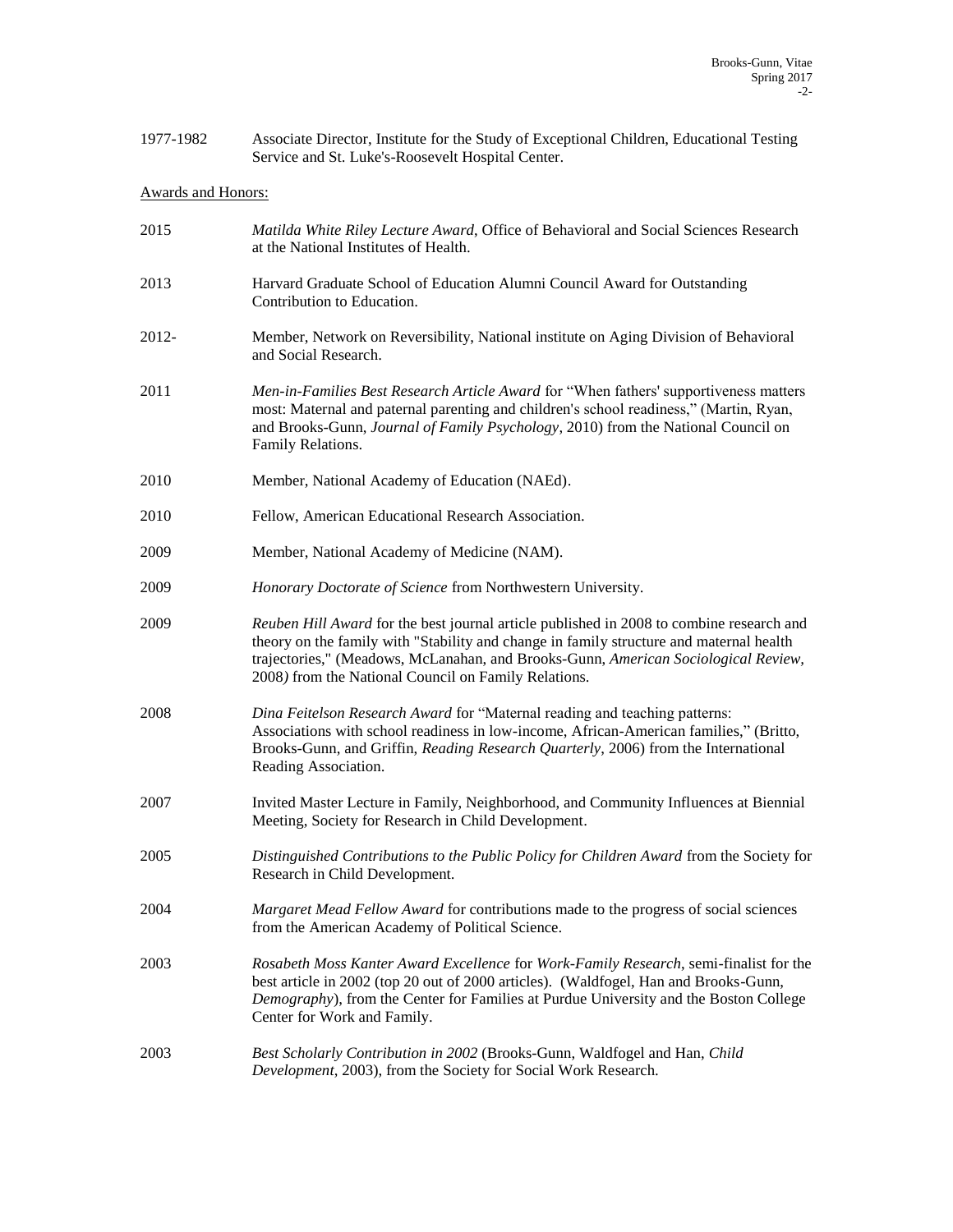1977-1982 Associate Director, Institute for the Study of Exceptional Children, Educational Testing Service and St. Luke's-Roosevelt Hospital Center.

Awards and Honors:

2015 *Matilda White Riley Lecture Award*, Office of Behavioral and Social Sciences Research at the National Institutes of Health.

2013 Harvard Graduate School of Education Alumni Council Award for Outstanding Contribution to Education.

2012- Member, Network on Reversibility, National institute on Aging Division of Behavioral and Social Research.

2011 *Men-in-Families Best Research Article Award* for "When fathers' supportiveness matters most: Maternal and paternal parenting and children's school readiness," (Martin, Ryan, and Brooks-Gunn, *Journal of Family Psychology*, 2010) from the National Council on Family Relations.

2010 Member, National Academy of Education (NAEd).

2010 Fellow, American Educational Research Association.

2009 Member, National Academy of Medicine (NAM).

2009 *Honorary Doctorate of Science* from Northwestern University.

2009 *Reuben Hill Award* for the best journal article published in 2008 to combine research and theory on the family with "Stability and change in family structure and maternal health trajectories," (Meadows, McLanahan, and Brooks-Gunn, *American Sociological Review,* 2008*)* from the National Council on Family Relations.

2008 *Dina Feitelson Research Award* for "Maternal reading and teaching patterns: Associations with school readiness in low-income, African-American families," (Britto, Brooks-Gunn, and Griffin, *Reading Research Quarterly*, 2006) from the International Reading Association.

2007 Invited Master Lecture in Family, Neighborhood, and Community Influences at Biennial Meeting, Society for Research in Child Development.

2005 *Distinguished Contributions to the Public Policy for Children Award* from the Society for Research in Child Development.

2004 *Margaret Mead Fellow Award* for contributions made to the progress of social sciences from the American Academy of Political Science.

2003 *Rosabeth Moss Kanter Award Excellence* for *Work-Family Research*, semi-finalist for the best article in 2002 (top 20 out of 2000 articles). (Waldfogel, Han and Brooks-Gunn, *Demography*), from the Center for Families at Purdue University and the Boston College Center for Work and Family.

2003 *Best Scholarly Contribution in 2002* (Brooks-Gunn, Waldfogel and Han, *Child Development*, 2003), from the Society for Social Work Research.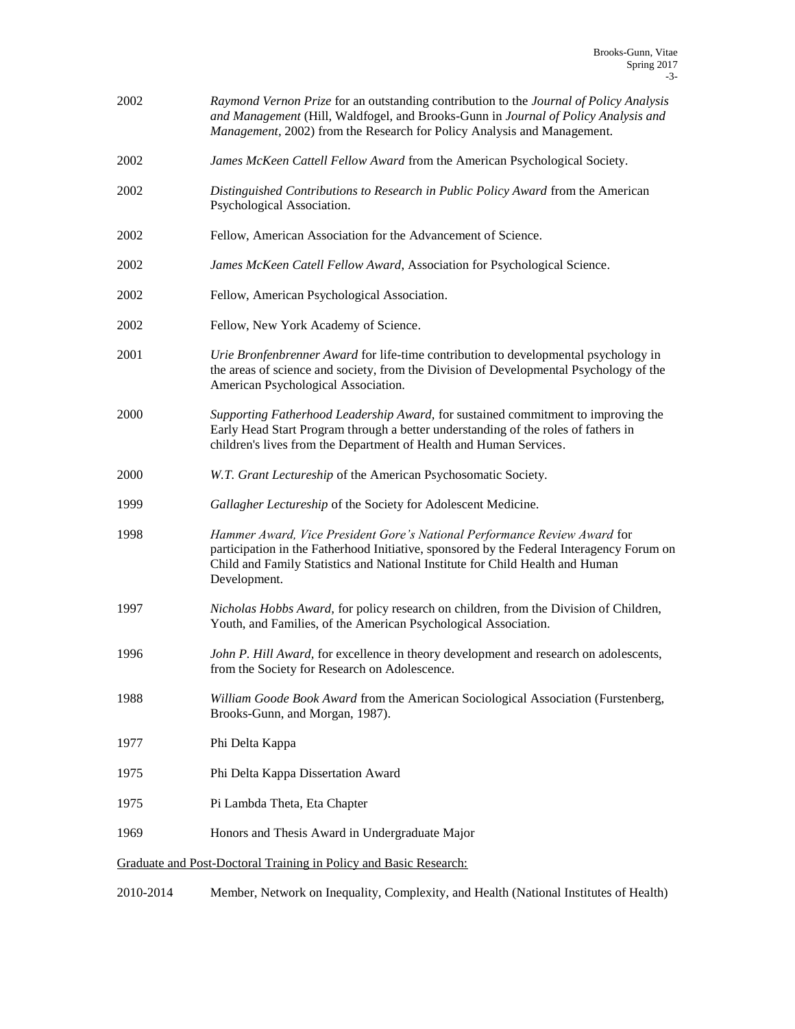2002 *Raymond Vernon Prize* for an outstanding contribution to the *Journal of Policy Analysis and Management* (Hill, Waldfogel, and Brooks-Gunn in *Journal of Policy Analysis and Management*, 2002) from the Research for Policy Analysis and Management.

2002 *James McKeen Cattell Fellow Award* from the American Psychological Society.

2002 *Distinguished Contributions to Research in Public Policy Award* from the American Psychological Association.

2002 Fellow, American Association for the Advancement of Science.

2002 *James McKeen Catell Fellow Award*, Association for Psychological Science.

2002 Fellow, American Psychological Association.

2002 Fellow, New York Academy of Science.

2001 *Urie Bronfenbrenner Award* for life-time contribution to developmental psychology in the areas of science and society, from the Division of Developmental Psychology of the American Psychological Association.

2000 *Supporting Fatherhood Leadership Award*, for sustained commitment to improving the Early Head Start Program through a better understanding of the roles of fathers in children's lives from the Department of Health and Human Services.

2000 *W.T. Grant Lectureship* of the American Psychosomatic Society.

1999 *Gallagher Lectureship* of the Society for Adolescent Medicine.

1998 *Hammer Award, Vice President Gore's National Performance Review Award* for participation in the Fatherhood Initiative, sponsored by the Federal Interagency Forum on Child and Family Statistics and National Institute for Child Health and Human Development.

1997 *Nicholas Hobbs Award*, for policy research on children, from the Division of Children, Youth, and Families, of the American Psychological Association.

1996 *John P. Hill Award*, for excellence in theory development and research on adolescents, from the Society for Research on Adolescence.

1988 *William Goode Book Award* from the American Sociological Association (Furstenberg, Brooks-Gunn, and Morgan, 1987).

1977 Phi Delta Kappa

1975 Phi Delta Kappa Dissertation Award

1975 Pi Lambda Theta, Eta Chapter

1969 Honors and Thesis Award in Undergraduate Major

<u>Graduate and Post-Doctoral Training in Policy and Basic Research:</u>

2010-2014 Member, Network on Inequality, Complexity, and Health (National Institutes of Health)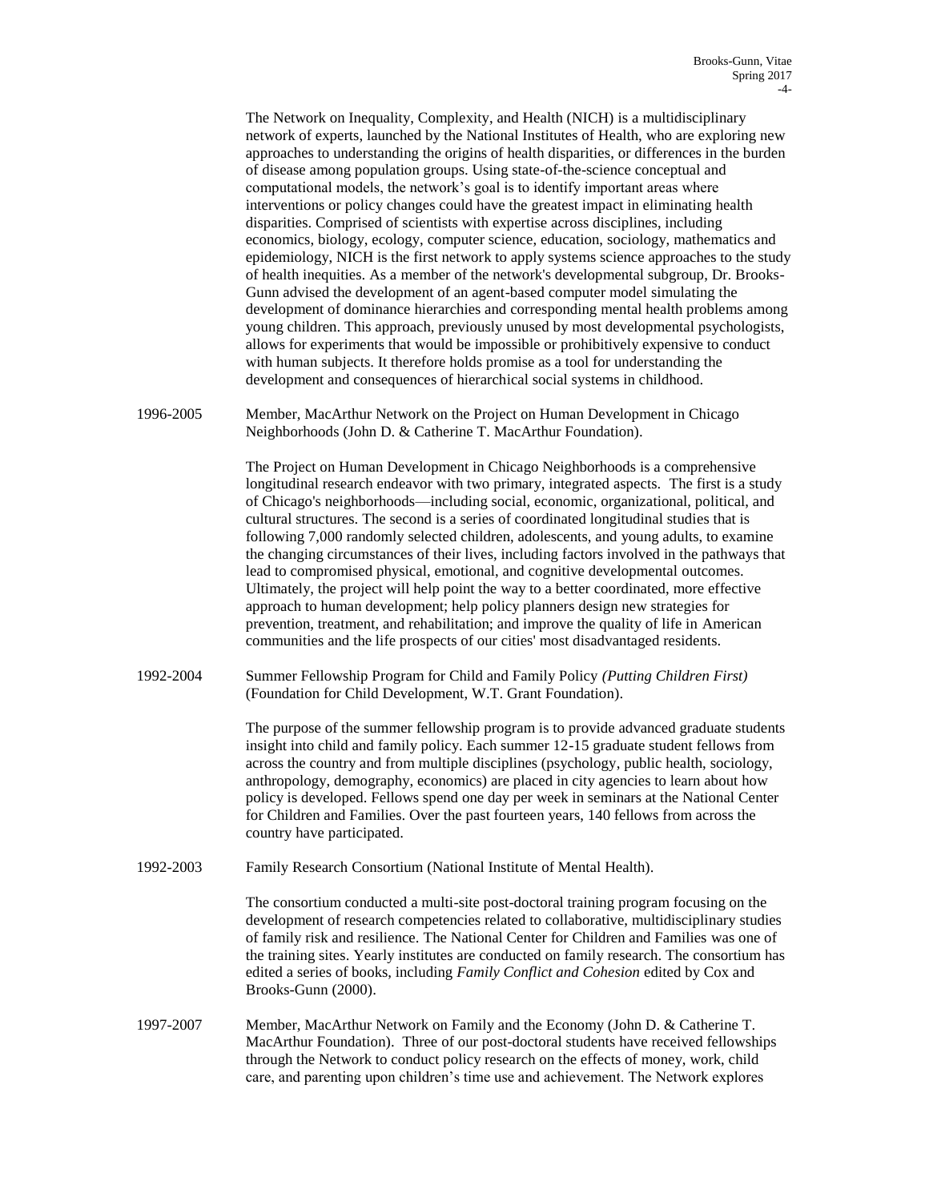The Network on Inequality, Complexity, and Health (NICH) is a multidisciplinary network of experts, launched by the National Institutes of Health, who are exploring new approaches to understanding the origins of health disparities, or differences in the burden of disease among population groups. Using state-of-the-science conceptual and computational models, the network's goal is to identify important areas where interventions or policy changes could have the greatest impact in eliminating health disparities. Comprised of scientists with expertise across disciplines, including economics, biology, ecology, computer science, education, sociology, mathematics and epidemiology, NICH is the first network to apply systems science approaches to the study of health inequities. As a member of the network's developmental subgroup, Dr. Brooks-Gunn advised the development of an agent-based computer model simulating the development of dominance hierarchies and corresponding mental health problems among young children. This approach, previously unused by most developmental psychologists, allows for experiments that would be impossible or prohibitively expensive to conduct with human subjects. It therefore holds promise as a tool for understanding the development and consequences of hierarchical social systems in childhood.

1996-2005 Member, MacArthur Network on the Project on Human Development in Chicago Neighborhoods (John D. & Catherine T. MacArthur Foundation).

The Project on Human Development in Chicago Neighborhoods is a comprehensive longitudinal research endeavor with two primary, integrated aspects. The first is a study of Chicago's neighborhoods—including social, economic, organizational, political, and cultural structures. The second is a series of coordinated longitudinal studies that is following 7,000 randomly selected children, adolescents, and young adults, to examine the changing circumstances of their lives, including factors involved in the pathways that lead to compromised physical, emotional, and cognitive developmental outcomes. Ultimately, the project will help point the way to a better coordinated, more effective approach to human development; help policy planners design new strategies for prevention, treatment, and rehabilitation; and improve the quality of life in American communities and the life prospects of our cities' most disadvantaged residents.

1992-2004 Summer Fellowship Program for Child and Family Policy *(Putting Children First)* (Foundation for Child Development, W.T. Grant Foundation).

The purpose of the summer fellowship program is to provide advanced graduate students insight into child and family policy. Each summer 12-15 graduate student fellows from across the country and from multiple disciplines (psychology, public health, sociology, anthropology, demography, economics) are placed in city agencies to learn about how policy is developed. Fellows spend one day per week in seminars at the National Center for Children and Families. Over the past fourteen years, 140 fellows from across the country have participated.

1992-2003 Family Research Consortium (National Institute of Mental Health).

The consortium conducted a multi-site post-doctoral training program focusing on the development of research competencies related to collaborative, multidisciplinary studies of family risk and resilience. The National Center for Children and Families was one of the training sites. Yearly institutes are conducted on family research. The consortium has edited a series of books, including *Family Conflict and Cohesion* edited by Cox and Brooks-Gunn (2000).

1997-2007 Member, MacArthur Network on Family and the Economy (John D. & Catherine T. MacArthur Foundation). Three of our post-doctoral students have received fellowships through the Network to conduct policy research on the effects of money, work, child care, and parenting upon children's time use and achievement. The Network explores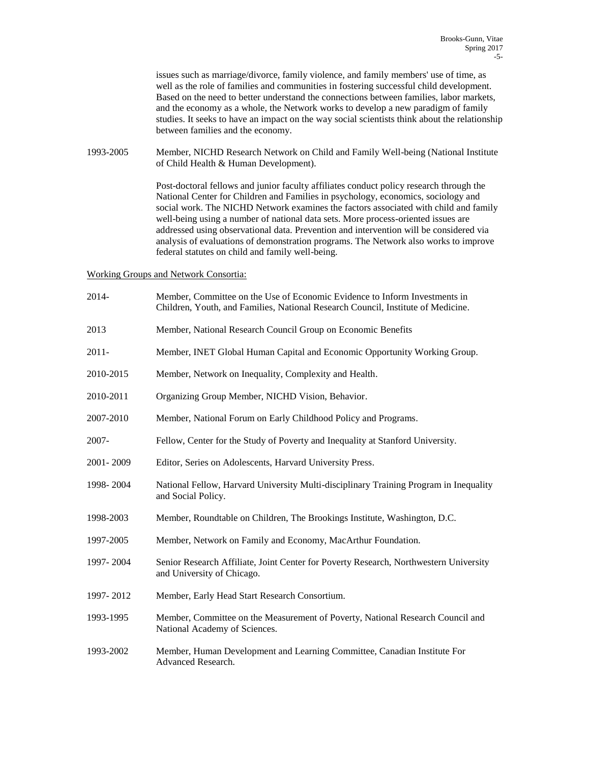issues such as marriage/divorce, family violence, and family members' use of time, as well as the role of families and communities in fostering successful child development. Based on the need to better understand the connections between families, labor markets, and the economy as a whole, the Network works to develop a new paradigm of family studies. It seeks to have an impact on the way social scientists think about the relationship between families and the economy.

1993-2005 Member, NICHD Research Network on Child and Family Well-being (National Institute of Child Health & Human Development).

Post-doctoral fellows and junior faculty affiliates conduct policy research through the National Center for Children and Families in psychology, economics, sociology and social work. The NICHD Network examines the factors associated with child and family well-being using a number of national data sets. More process-oriented issues are addressed using observational data. Prevention and intervention will be considered via analysis of evaluations of demonstration programs. The Network also works to improve federal statutes on child and family well-being.

<u>Working Groups and Network Consortia:</u>

2014- Member, Committee on the Use of Economic Evidence to Inform Investments in Children, Youth, and Families, National Research Council, Institute of Medicine.

2013 Member, National Research Council Group on Economic Benefits

2011- Member, INET Global Human Capital and Economic Opportunity Working Group.

2010-2015 Member, Network on Inequality, Complexity and Health.

2010-2011 Organizing Group Member, NICHD Vision, Behavior.

2007-2010 Member, National Forum on Early Childhood Policy and Programs.

2007- Fellow, Center for the Study of Poverty and Inequality at Stanford University.

2001- 2009 Editor, Series on Adolescents, Harvard University Press.

1998- 2004 National Fellow, Harvard University Multi-disciplinary Training Program in Inequality and Social Policy.

1998-2003 Member, Roundtable on Children, The Brookings Institute, Washington, D.C.

1997-2005 Member, Network on Family and Economy, MacArthur Foundation.

1997- 2004 Senior Research Affiliate, Joint Center for Poverty Research, Northwestern University and University of Chicago.

1997- 2012 Member, Early Head Start Research Consortium.

1993-1995 Member, Committee on the Measurement of Poverty, National Research Council and National Academy of Sciences.

1993-2002 Member, Human Development and Learning Committee, Canadian Institute For Advanced Research.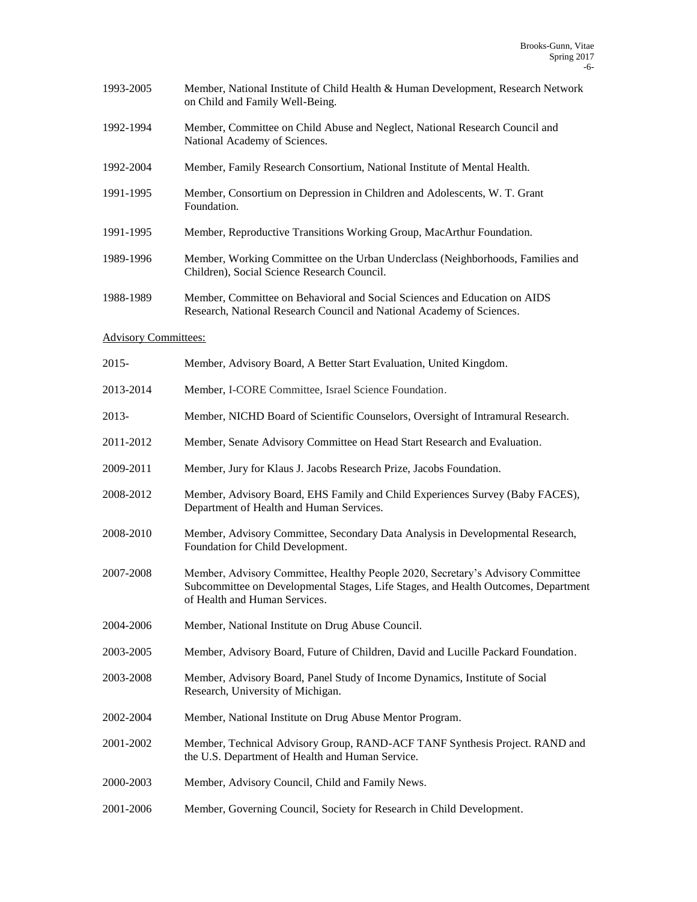1993-2005 Member, National Institute of Child Health & Human Development, Research Network on Child and Family Well-Being.

1992-1994 Member, Committee on Child Abuse and Neglect, National Research Council and National Academy of Sciences.

1992-2004 Member, Family Research Consortium, National Institute of Mental Health.

1991-1995 Member, Consortium on Depression in Children and Adolescents, W. T. Grant Foundation.

1991-1995 Member, Reproductive Transitions Working Group, MacArthur Foundation.

1989-1996 Member, Working Committee on the Urban Underclass (Neighborhoods, Families and Children), Social Science Research Council.

1988-1989 Member, Committee on Behavioral and Social Sciences and Education on AIDS Research, National Research Council and National Academy of Sciences.

Advisory Committees:

2015- Member, Advisory Board, A Better Start Evaluation, United Kingdom.

2013-2014 Member, I-CORE Committee, Israel Science Foundation.

2013- Member, NICHD Board of Scientific Counselors, Oversight of Intramural Research.

2011-2012 Member, Senate Advisory Committee on Head Start Research and Evaluation.

2009-2011 Member, Jury for Klaus J. Jacobs Research Prize, Jacobs Foundation.

2008-2012 Member, Advisory Board, EHS Family and Child Experiences Survey (Baby FACES), Department of Health and Human Services.

2008-2010 Member, Advisory Committee, Secondary Data Analysis in Developmental Research, Foundation for Child Development.

2007-2008 Member, Advisory Committee, Healthy People 2020, Secretary's Advisory Committee Subcommittee on Developmental Stages, Life Stages, and Health Outcomes, Department of Health and Human Services.

2004-2006 Member, National Institute on Drug Abuse Council.

2003-2005 Member, Advisory Board, Future of Children, David and Lucille Packard Foundation.

2003-2008 Member, Advisory Board, Panel Study of Income Dynamics, Institute of Social Research, University of Michigan.

2002-2004 Member, National Institute on Drug Abuse Mentor Program.

2001-2002 Member, Technical Advisory Group, RAND-ACF TANF Synthesis Project. RAND and the U.S. Department of Health and Human Service.

2000-2003 Member, Advisory Council, Child and Family News.

2001-2006 Member, Governing Council, Society for Research in Child Development.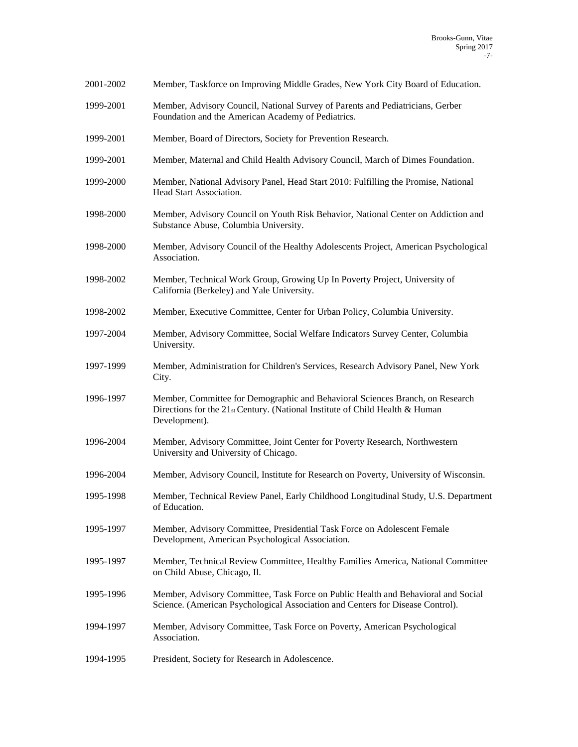2001-2002 Member, Taskforce on Improving Middle Grades, New York City Board of Education.

1999-2001 Member, Advisory Council, National Survey of Parents and Pediatricians, Gerber Foundation and the American Academy of Pediatrics.

1999-2001 Member, Board of Directors, Society for Prevention Research.

1999-2001 Member, Maternal and Child Health Advisory Council, March of Dimes Foundation.

1999-2000 Member, National Advisory Panel, Head Start 2010: Fulfilling the Promise, National Head Start Association.

1998-2000 Member, Advisory Council on Youth Risk Behavior, National Center on Addiction and Substance Abuse, Columbia University.

1998-2000 Member, Advisory Council of the Healthy Adolescents Project, American Psychological Association.

1998-2002 Member, Technical Work Group, Growing Up In Poverty Project, University of California (Berkeley) and Yale University.

1998-2002 Member, Executive Committee, Center for Urban Policy, Columbia University.

1997-2004 Member, Advisory Committee, Social Welfare Indicators Survey Center, Columbia University.

1997-1999 Member, Administration for Children's Services, Research Advisory Panel, New York City.

1996-1997 Member, Committee for Demographic and Behavioral Sciences Branch, on Research Directions for the 21st Century. (National Institute of Child Health & Human Development).

1996-2004 Member, Advisory Committee, Joint Center for Poverty Research, Northwestern University and University of Chicago.

1996-2004 Member, Advisory Council, Institute for Research on Poverty, University of Wisconsin.

1995-1998 Member, Technical Review Panel, Early Childhood Longitudinal Study, U.S. Department of Education.

1995-1997 Member, Advisory Committee, Presidential Task Force on Adolescent Female Development, American Psychological Association.

1995-1997 Member, Technical Review Committee, Healthy Families America, National Committee on Child Abuse, Chicago, Il.

1995-1996 Member, Advisory Committee, Task Force on Public Health and Behavioral and Social Science. (American Psychological Association and Centers for Disease Control).

1994-1997 Member, Advisory Committee, Task Force on Poverty, American Psychological Association.

1994-1995 President, Society for Research in Adolescence.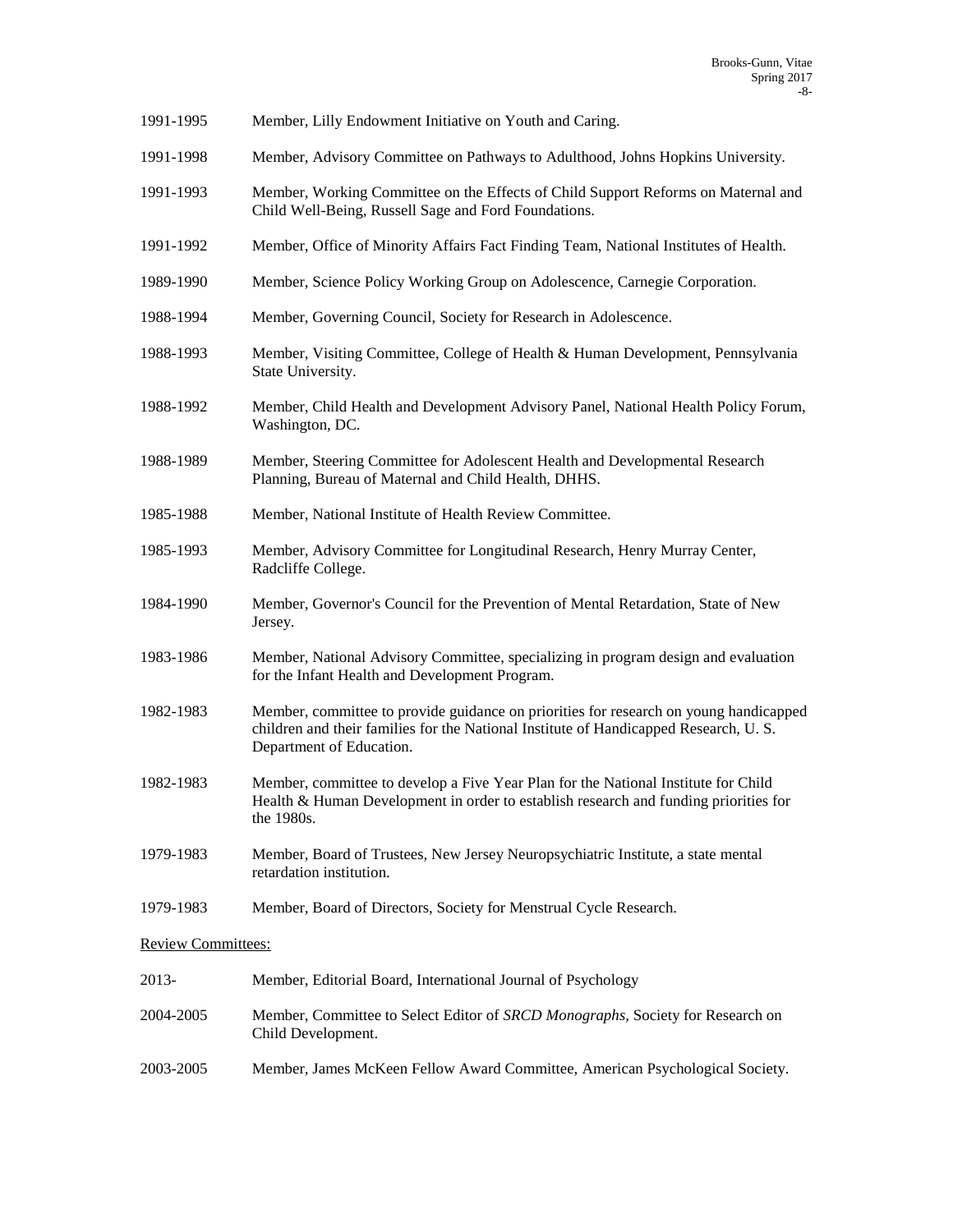1991-1995 Member, Lilly Endowment Initiative on Youth and Caring.

1991-1998 Member, Advisory Committee on Pathways to Adulthood, Johns Hopkins University.

1991-1993 Member, Working Committee on the Effects of Child Support Reforms on Maternal and Child Well-Being, Russell Sage and Ford Foundations.

1991-1992 Member, Office of Minority Affairs Fact Finding Team, National Institutes of Health.

1989-1990 Member, Science Policy Working Group on Adolescence, Carnegie Corporation.

1988-1994 Member, Governing Council, Society for Research in Adolescence.

1988-1993 Member, Visiting Committee, College of Health & Human Development, Pennsylvania State University.

1988-1992 Member, Child Health and Development Advisory Panel, National Health Policy Forum, Washington, DC.

1988-1989 Member, Steering Committee for Adolescent Health and Developmental Research Planning, Bureau of Maternal and Child Health, DHHS.

1985-1988 Member, National Institute of Health Review Committee.

1985-1993 Member, Advisory Committee for Longitudinal Research, Henry Murray Center, Radcliffe College.

1984-1990 Member, Governor's Council for the Prevention of Mental Retardation, State of New Jersey.

1983-1986 Member, National Advisory Committee, specializing in program design and evaluation for the Infant Health and Development Program.

1982-1983 Member, committee to provide guidance on priorities for research on young handicapped children and their families for the National Institute of Handicapped Research, U. S. Department of Education.

1982-1983 Member, committee to develop a Five Year Plan for the National Institute for Child Health & Human Development in order to establish research and funding priorities for the 1980s.

1979-1983 Member, Board of Trustees, New Jersey Neuropsychiatric Institute, a state mental retardation institution.

1979-1983 Member, Board of Directors, Society for Menstrual Cycle Research.

Review Committees:

2013- Member, Editorial Board, International Journal of Psychology

2004-2005 Member, Committee to Select Editor of *SRCD Monographs,* Society for Research on Child Development.

2003-2005 Member, James McKeen Fellow Award Committee, American Psychological Society.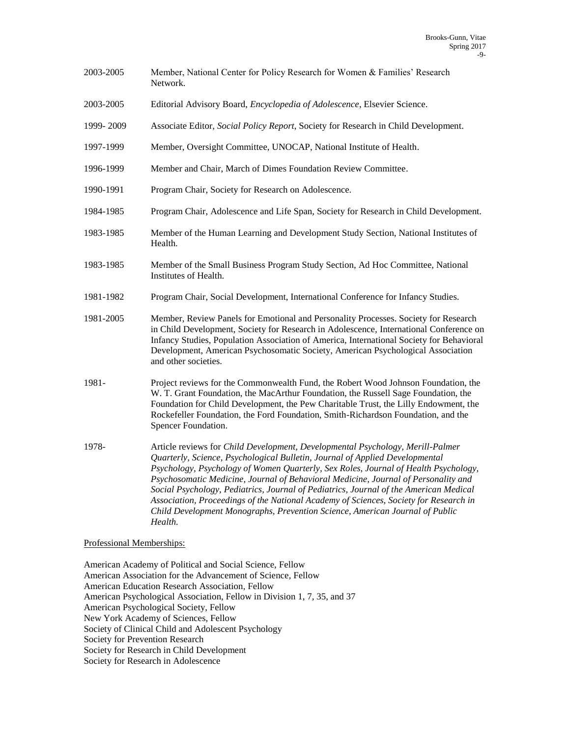2003-2005 Member, National Center for Policy Research for Women & Families' Research Network.

2003-2005 Editorial Advisory Board, *Encyclopedia of Adolescence*, Elsevier Science.

1999- 2009 Associate Editor, *Social Policy Report*, Society for Research in Child Development.

1997-1999 Member, Oversight Committee, UNOCAP, National Institute of Health.

1996-1999 Member and Chair, March of Dimes Foundation Review Committee.

1990-1991 Program Chair, Society for Research on Adolescence.

1984-1985 Program Chair, Adolescence and Life Span, Society for Research in Child Development.

1983-1985 Member of the Human Learning and Development Study Section, National Institutes of Health.

1983-1985 Member of the Small Business Program Study Section, Ad Hoc Committee, National Institutes of Health.

1981-1982 Program Chair, Social Development, International Conference for Infancy Studies.

1981-2005 Member, Review Panels for Emotional and Personality Processes. Society for Research in Child Development, Society for Research in Adolescence, International Conference on Infancy Studies, Population Association of America, International Society for Behavioral Development, American Psychosomatic Society, American Psychological Association and other societies.

1981- Project reviews for the Commonwealth Fund, the Robert Wood Johnson Foundation, the W. T. Grant Foundation, the MacArthur Foundation, the Russell Sage Foundation, the Foundation for Child Development, the Pew Charitable Trust, the Lilly Endowment, the Rockefeller Foundation, the Ford Foundation, Smith-Richardson Foundation, and the Spencer Foundation.

1978- Article reviews for *Child Development, Developmental Psychology, Merill-Palmer Quarterly, Science, Psychological Bulletin, Journal of Applied Developmental Psychology, Psychology of Women Quarterly, Sex Roles, Journal of Health Psychology, Psychosomatic Medicine, Journal of Behavioral Medicine, Journal of Personality and Social Psychology, Pediatrics, Journal of Pediatrics, Journal of the American Medical Association, Proceedings of the National Academy of Sciences, Society for Research in Child Development Monographs, Prevention Science, American Journal of Public Health.*

Professional Memberships:

American Academy of Political and Social Science, Fellow
American Association for the Advancement of Science, Fellow
American Education Research Association, Fellow
American Psychological Association, Fellow in Division 1, 7, 35, and 37
American Psychological Society, Fellow
New York Academy of Sciences, Fellow
Society of Clinical Child and Adolescent Psychology
Society for Prevention Research
Society for Research in Child Development
Society for Research in Adolescence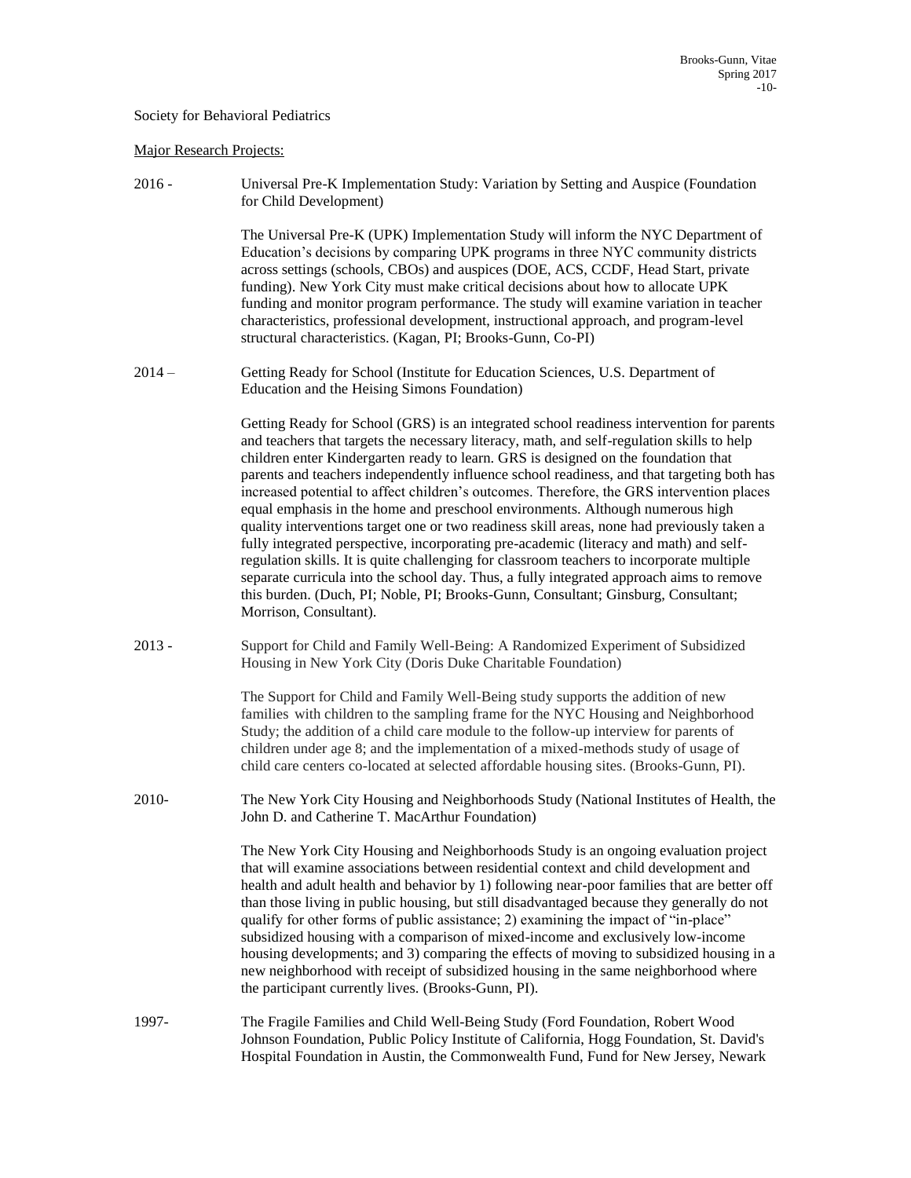Society for Behavioral Pediatrics

Major Research Projects:

2016 - Universal Pre-K Implementation Study: Variation by Setting and Auspice (Foundation for Child Development)

The Universal Pre-K (UPK) Implementation Study will inform the NYC Department of Education's decisions by comparing UPK programs in three NYC community districts across settings (schools, CBOs) and auspices (DOE, ACS, CCDF, Head Start, private funding). New York City must make critical decisions about how to allocate UPK funding and monitor program performance. The study will examine variation in teacher characteristics, professional development, instructional approach, and program-level structural characteristics. (Kagan, PI; Brooks-Gunn, Co-PI)

2014 – Getting Ready for School (Institute for Education Sciences, U.S. Department of Education and the Heising Simons Foundation)

Getting Ready for School (GRS) is an integrated school readiness intervention for parents and teachers that targets the necessary literacy, math, and self-regulation skills to help children enter Kindergarten ready to learn. GRS is designed on the foundation that parents and teachers independently influence school readiness, and that targeting both has increased potential to affect children's outcomes. Therefore, the GRS intervention places equal emphasis in the home and preschool environments. Although numerous high quality interventions target one or two readiness skill areas, none had previously taken a fully integrated perspective, incorporating pre-academic (literacy and math) and self-regulation skills. It is quite challenging for classroom teachers to incorporate multiple separate curricula into the school day. Thus, a fully integrated approach aims to remove this burden. (Duch, PI; Noble, PI; Brooks-Gunn, Consultant; Ginsburg, Consultant; Morrison, Consultant).

2013 - Support for Child and Family Well-Being: A Randomized Experiment of Subsidized Housing in New York City (Doris Duke Charitable Foundation)

The Support for Child and Family Well-Being study supports the addition of new families with children to the sampling frame for the NYC Housing and Neighborhood Study; the addition of a child care module to the follow-up interview for parents of children under age 8; and the implementation of a mixed-methods study of usage of child care centers co-located at selected affordable housing sites. (Brooks-Gunn, PI).

2010- The New York City Housing and Neighborhoods Study (National Institutes of Health, the John D. and Catherine T. MacArthur Foundation)

The New York City Housing and Neighborhoods Study is an ongoing evaluation project that will examine associations between residential context and child development and health and adult health and behavior by 1) following near-poor families that are better off than those living in public housing, but still disadvantaged because they generally do not qualify for other forms of public assistance; 2) examining the impact of "in-place" subsidized housing with a comparison of mixed-income and exclusively low-income housing developments; and 3) comparing the effects of moving to subsidized housing in a new neighborhood with receipt of subsidized housing in the same neighborhood where the participant currently lives. (Brooks-Gunn, PI).

1997- The Fragile Families and Child Well-Being Study (Ford Foundation, Robert Wood Johnson Foundation, Public Policy Institute of California, Hogg Foundation, St. David's Hospital Foundation in Austin, the Commonwealth Fund, Fund for New Jersey, Newark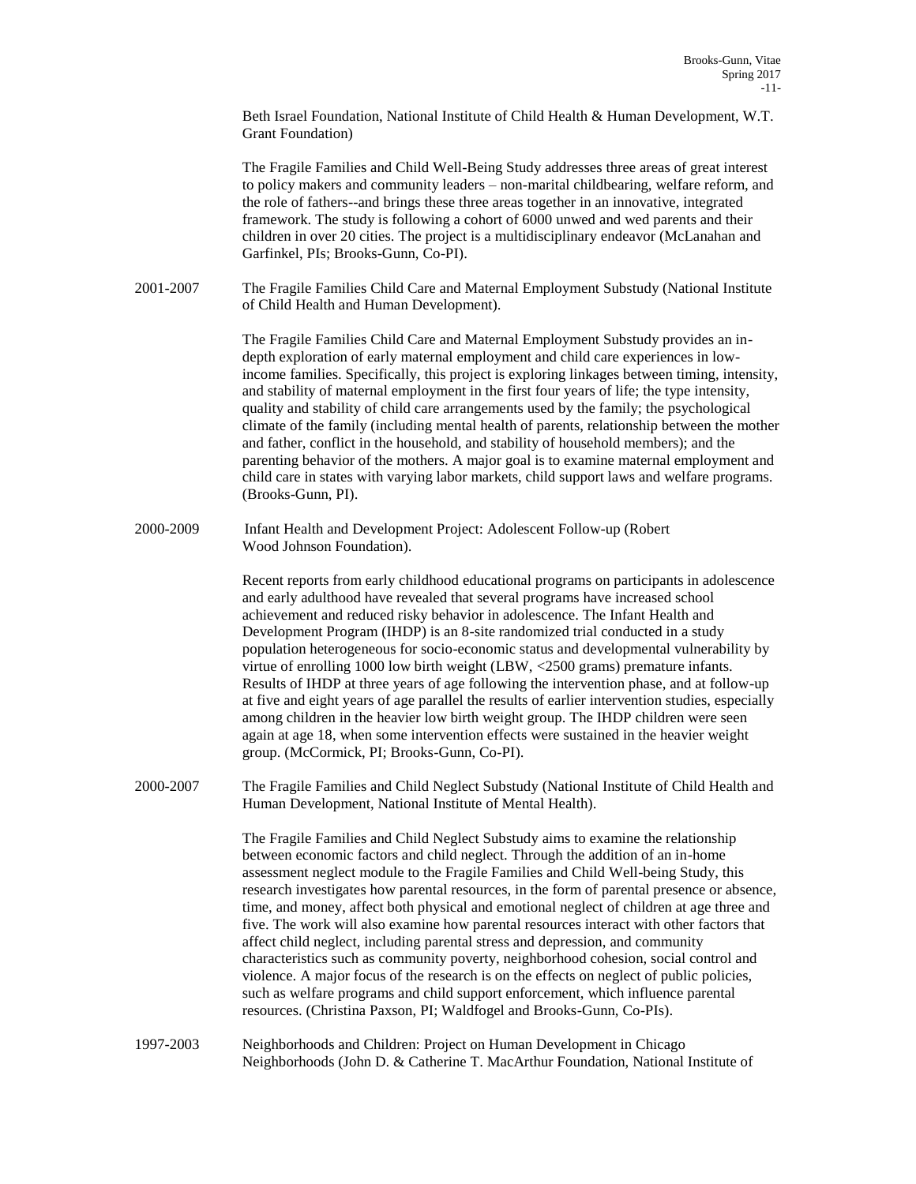Beth Israel Foundation, National Institute of Child Health & Human Development, W.T. Grant Foundation)

The Fragile Families and Child Well-Being Study addresses three areas of great interest to policy makers and community leaders – non-marital childbearing, welfare reform, and the role of fathers--and brings these three areas together in an innovative, integrated framework. The study is following a cohort of 6000 unwed and wed parents and their children in over 20 cities. The project is a multidisciplinary endeavor (McLanahan and Garfinkel, PIs; Brooks-Gunn, Co-PI).

2001-2007 The Fragile Families Child Care and Maternal Employment Substudy (National Institute of Child Health and Human Development).

The Fragile Families Child Care and Maternal Employment Substudy provides an in-depth exploration of early maternal employment and child care experiences in low-income families. Specifically, this project is exploring linkages between timing, intensity, and stability of maternal employment in the first four years of life; the type intensity, quality and stability of child care arrangements used by the family; the psychological climate of the family (including mental health of parents, relationship between the mother and father, conflict in the household, and stability of household members); and the parenting behavior of the mothers. A major goal is to examine maternal employment and child care in states with varying labor markets, child support laws and welfare programs. (Brooks-Gunn, PI).

2000-2009 Infant Health and Development Project: Adolescent Follow-up (Robert Wood Johnson Foundation).

Recent reports from early childhood educational programs on participants in adolescence and early adulthood have revealed that several programs have increased school achievement and reduced risky behavior in adolescence. The Infant Health and Development Program (IHDP) is an 8-site randomized trial conducted in a study population heterogeneous for socio-economic status and developmental vulnerability by virtue of enrolling 1000 low birth weight (LBW, <2500 grams) premature infants. Results of IHDP at three years of age following the intervention phase, and at follow-up at five and eight years of age parallel the results of earlier intervention studies, especially among children in the heavier low birth weight group. The IHDP children were seen again at age 18, when some intervention effects were sustained in the heavier weight group. (McCormick, PI; Brooks-Gunn, Co-PI).

2000-2007 The Fragile Families and Child Neglect Substudy (National Institute of Child Health and Human Development, National Institute of Mental Health).

The Fragile Families and Child Neglect Substudy aims to examine the relationship between economic factors and child neglect. Through the addition of an in-home assessment neglect module to the Fragile Families and Child Well-being Study, this research investigates how parental resources, in the form of parental presence or absence, time, and money, affect both physical and emotional neglect of children at age three and five. The work will also examine how parental resources interact with other factors that affect child neglect, including parental stress and depression, and community characteristics such as community poverty, neighborhood cohesion, social control and violence. A major focus of the research is on the effects on neglect of public policies, such as welfare programs and child support enforcement, which influence parental resources. (Christina Paxson, PI; Waldfogel and Brooks-Gunn, Co-PIs).

1997-2003 Neighborhoods and Children: Project on Human Development in Chicago Neighborhoods (John D. & Catherine T. MacArthur Foundation, National Institute of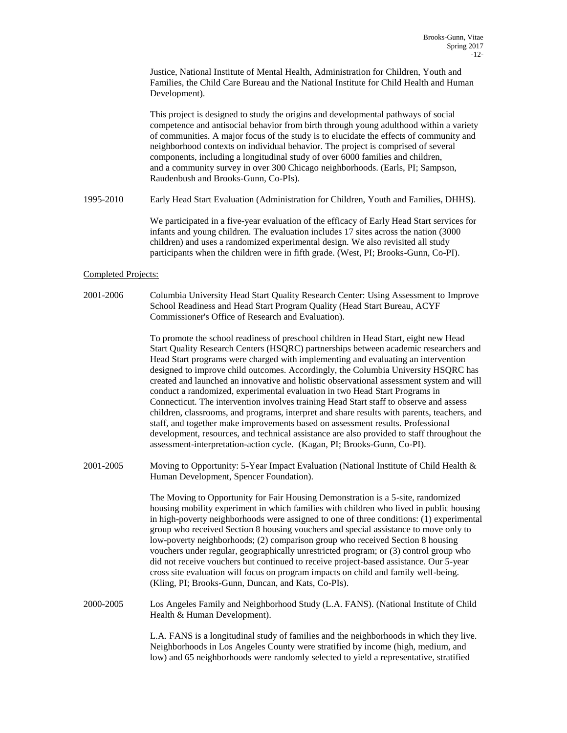Justice, National Institute of Mental Health, Administration for Children, Youth and Families, the Child Care Bureau and the National Institute for Child Health and Human Development).

This project is designed to study the origins and developmental pathways of social competence and antisocial behavior from birth through young adulthood within a variety of communities. A major focus of the study is to elucidate the effects of community and neighborhood contexts on individual behavior. The project is comprised of several components, including a longitudinal study of over 6000 families and children, and a community survey in over 300 Chicago neighborhoods. (Earls, PI; Sampson, Raudenbush and Brooks-Gunn, Co-PIs).

1995-2010 Early Head Start Evaluation (Administration for Children, Youth and Families, DHHS).

We participated in a five-year evaluation of the efficacy of Early Head Start services for infants and young children. The evaluation includes 17 sites across the nation (3000 children) and uses a randomized experimental design. We also revisited all study participants when the children were in fifth grade. (West, PI; Brooks-Gunn, Co-PI).

<u>Completed Projects:</u>

2001-2006 Columbia University Head Start Quality Research Center: Using Assessment to Improve School Readiness and Head Start Program Quality (Head Start Bureau, ACYF Commissioner's Office of Research and Evaluation).

To promote the school readiness of preschool children in Head Start, eight new Head Start Quality Research Centers (HSQRC) partnerships between academic researchers and Head Start programs were charged with implementing and evaluating an intervention designed to improve child outcomes. Accordingly, the Columbia University HSQRC has created and launched an innovative and holistic observational assessment system and will conduct a randomized, experimental evaluation in two Head Start Programs in Connecticut. The intervention involves training Head Start staff to observe and assess children, classrooms, and programs, interpret and share results with parents, teachers, and staff, and together make improvements based on assessment results. Professional development, resources, and technical assistance are also provided to staff throughout the assessment-interpretation-action cycle. (Kagan, PI; Brooks-Gunn, Co-PI).

2001-2005 Moving to Opportunity: 5-Year Impact Evaluation (National Institute of Child Health & Human Development, Spencer Foundation).

The Moving to Opportunity for Fair Housing Demonstration is a 5-site, randomized housing mobility experiment in which families with children who lived in public housing in high-poverty neighborhoods were assigned to one of three conditions: (1) experimental group who received Section 8 housing vouchers and special assistance to move only to low-poverty neighborhoods; (2) comparison group who received Section 8 housing vouchers under regular, geographically unrestricted program; or (3) control group who did not receive vouchers but continued to receive project-based assistance. Our 5-year cross site evaluation will focus on program impacts on child and family well-being. (Kling, PI; Brooks-Gunn, Duncan, and Kats, Co-PIs).

2000-2005 Los Angeles Family and Neighborhood Study (L.A. FANS). (National Institute of Child Health & Human Development).

L.A. FANS is a longitudinal study of families and the neighborhoods in which they live. Neighborhoods in Los Angeles County were stratified by income (high, medium, and low) and 65 neighborhoods were randomly selected to yield a representative, stratified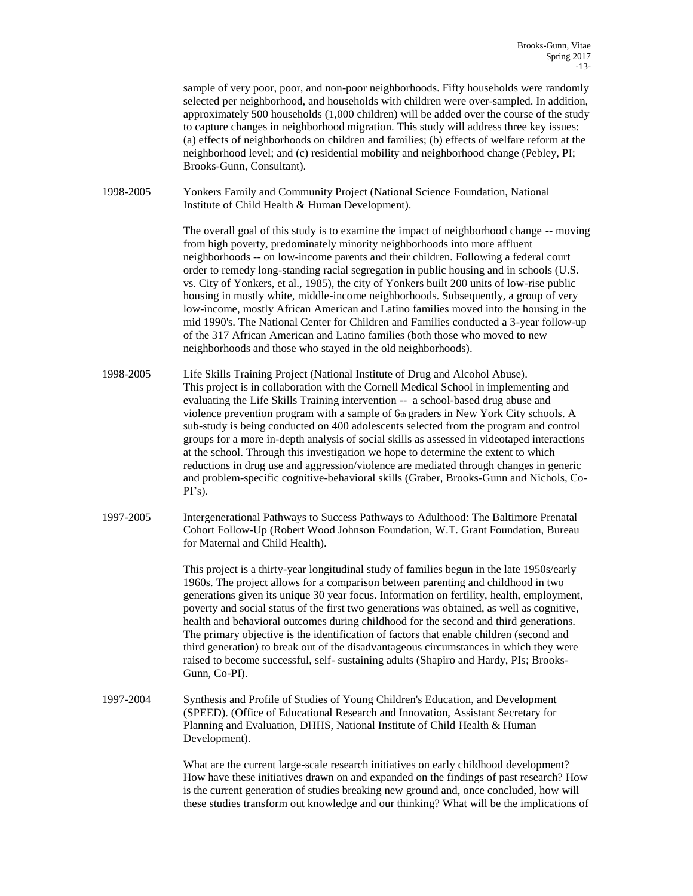sample of very poor, poor, and non-poor neighborhoods. Fifty households were randomly selected per neighborhood, and households with children were over-sampled. In addition, approximately 500 households (1,000 children) will be added over the course of the study to capture changes in neighborhood migration. This study will address three key issues: (a) effects of neighborhoods on children and families; (b) effects of welfare reform at the neighborhood level; and (c) residential mobility and neighborhood change (Pebley, PI; Brooks-Gunn, Consultant).

1998-2005 Yonkers Family and Community Project (National Science Foundation, National Institute of Child Health & Human Development).

The overall goal of this study is to examine the impact of neighborhood change -- moving from high poverty, predominately minority neighborhoods into more affluent neighborhoods -- on low-income parents and their children. Following a federal court order to remedy long-standing racial segregation in public housing and in schools (U.S. vs. City of Yonkers, et al., 1985), the city of Yonkers built 200 units of low-rise public housing in mostly white, middle-income neighborhoods. Subsequently, a group of very low-income, mostly African American and Latino families moved into the housing in the mid 1990's. The National Center for Children and Families conducted a 3-year follow-up of the 317 African American and Latino families (both those who moved to new neighborhoods and those who stayed in the old neighborhoods).

1998-2005 Life Skills Training Project (National Institute of Drug and Alcohol Abuse). This project is in collaboration with the Cornell Medical School in implementing and evaluating the Life Skills Training intervention -- a school-based drug abuse and violence prevention program with a sample of 6th graders in New York City schools. A sub-study is being conducted on 400 adolescents selected from the program and control groups for a more in-depth analysis of social skills as assessed in videotaped interactions at the school. Through this investigation we hope to determine the extent to which reductions in drug use and aggression/violence are mediated through changes in generic and problem-specific cognitive-behavioral skills (Graber, Brooks-Gunn and Nichols, Co-PI's).

1997-2005 Intergenerational Pathways to Success Pathways to Adulthood: The Baltimore Prenatal Cohort Follow-Up (Robert Wood Johnson Foundation, W.T. Grant Foundation, Bureau for Maternal and Child Health).

This project is a thirty-year longitudinal study of families begun in the late 1950s/early 1960s. The project allows for a comparison between parenting and childhood in two generations given its unique 30 year focus. Information on fertility, health, employment, poverty and social status of the first two generations was obtained, as well as cognitive, health and behavioral outcomes during childhood for the second and third generations. The primary objective is the identification of factors that enable children (second and third generation) to break out of the disadvantageous circumstances in which they were raised to become successful, self- sustaining adults (Shapiro and Hardy, PIs; Brooks-Gunn, Co-PI).

1997-2004 Synthesis and Profile of Studies of Young Children's Education, and Development (SPEED). (Office of Educational Research and Innovation, Assistant Secretary for Planning and Evaluation, DHHS, National Institute of Child Health & Human Development).

What are the current large-scale research initiatives on early childhood development? How have these initiatives drawn on and expanded on the findings of past research? How is the current generation of studies breaking new ground and, once concluded, how will these studies transform out knowledge and our thinking? What will be the implications of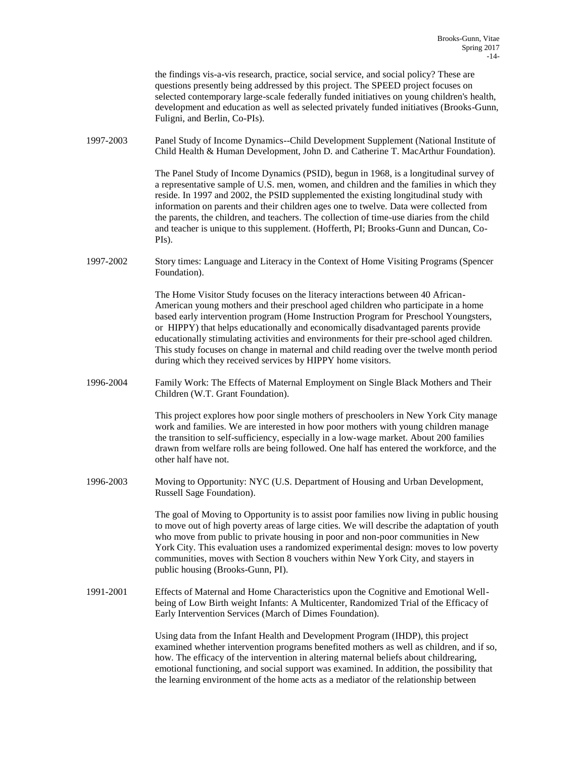the findings vis-a-vis research, practice, social service, and social policy? These are questions presently being addressed by this project. The SPEED project focuses on selected contemporary large-scale federally funded initiatives on young children's health, development and education as well as selected privately funded initiatives (Brooks-Gunn, Fuligni, and Berlin, Co-PIs).

1997-2003 Panel Study of Income Dynamics--Child Development Supplement (National Institute of Child Health & Human Development, John D. and Catherine T. MacArthur Foundation).

The Panel Study of Income Dynamics (PSID), begun in 1968, is a longitudinal survey of a representative sample of U.S. men, women, and children and the families in which they reside. In 1997 and 2002, the PSID supplemented the existing longitudinal study with information on parents and their children ages one to twelve. Data were collected from the parents, the children, and teachers. The collection of time-use diaries from the child and teacher is unique to this supplement. (Hofferth, PI; Brooks-Gunn and Duncan, Co-PIs).

1997-2002 Story times: Language and Literacy in the Context of Home Visiting Programs (Spencer Foundation).

The Home Visitor Study focuses on the literacy interactions between 40 African-American young mothers and their preschool aged children who participate in a home based early intervention program (Home Instruction Program for Preschool Youngsters, or HIPPY) that helps educationally and economically disadvantaged parents provide educationally stimulating activities and environments for their pre-school aged children. This study focuses on change in maternal and child reading over the twelve month period during which they received services by HIPPY home visitors.

1996-2004 Family Work: The Effects of Maternal Employment on Single Black Mothers and Their Children (W.T. Grant Foundation).

This project explores how poor single mothers of preschoolers in New York City manage work and families. We are interested in how poor mothers with young children manage the transition to self-sufficiency, especially in a low-wage market. About 200 families drawn from welfare rolls are being followed. One half has entered the workforce, and the other half have not.

1996-2003 Moving to Opportunity: NYC (U.S. Department of Housing and Urban Development, Russell Sage Foundation).

The goal of Moving to Opportunity is to assist poor families now living in public housing to move out of high poverty areas of large cities. We will describe the adaptation of youth who move from public to private housing in poor and non-poor communities in New York City. This evaluation uses a randomized experimental design: moves to low poverty communities, moves with Section 8 vouchers within New York City, and stayers in public housing (Brooks-Gunn, PI).

1991-2001 Effects of Maternal and Home Characteristics upon the Cognitive and Emotional Well-being of Low Birth weight Infants: A Multicenter, Randomized Trial of the Efficacy of Early Intervention Services (March of Dimes Foundation).

Using data from the Infant Health and Development Program (IHDP), this project examined whether intervention programs benefited mothers as well as children, and if so, how. The efficacy of the intervention in altering maternal beliefs about childrearing, emotional functioning, and social support was examined. In addition, the possibility that the learning environment of the home acts as a mediator of the relationship between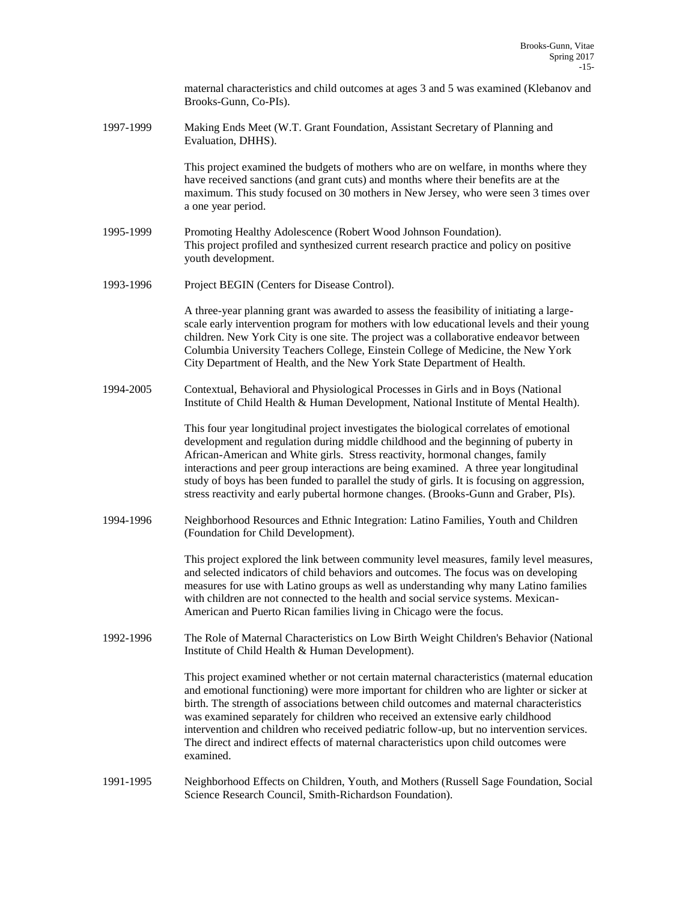maternal characteristics and child outcomes at ages 3 and 5 was examined (Klebanov and Brooks-Gunn, Co-PIs).

1997-1999 Making Ends Meet (W.T. Grant Foundation, Assistant Secretary of Planning and Evaluation, DHHS).

This project examined the budgets of mothers who are on welfare, in months where they have received sanctions (and grant cuts) and months where their benefits are at the maximum. This study focused on 30 mothers in New Jersey, who were seen 3 times over a one year period.

1995-1999 Promoting Healthy Adolescence (Robert Wood Johnson Foundation).
This project profiled and synthesized current research practice and policy on positive youth development.

1993-1996 Project BEGIN (Centers for Disease Control).

A three-year planning grant was awarded to assess the feasibility of initiating a large-scale early intervention program for mothers with low educational levels and their young children. New York City is one site. The project was a collaborative endeavor between Columbia University Teachers College, Einstein College of Medicine, the New York City Department of Health, and the New York State Department of Health.

1994-2005 Contextual, Behavioral and Physiological Processes in Girls and in Boys (National Institute of Child Health & Human Development, National Institute of Mental Health).

This four year longitudinal project investigates the biological correlates of emotional development and regulation during middle childhood and the beginning of puberty in African-American and White girls. Stress reactivity, hormonal changes, family interactions and peer group interactions are being examined. A three year longitudinal study of boys has been funded to parallel the study of girls. It is focusing on aggression, stress reactivity and early pubertal hormone changes. (Brooks-Gunn and Graber, PIs).

1994-1996 Neighborhood Resources and Ethnic Integration: Latino Families, Youth and Children (Foundation for Child Development).

This project explored the link between community level measures, family level measures, and selected indicators of child behaviors and outcomes. The focus was on developing measures for use with Latino groups as well as understanding why many Latino families with children are not connected to the health and social service systems. Mexican-American and Puerto Rican families living in Chicago were the focus.

1992-1996 The Role of Maternal Characteristics on Low Birth Weight Children's Behavior (National Institute of Child Health & Human Development).

This project examined whether or not certain maternal characteristics (maternal education and emotional functioning) were more important for children who are lighter or sicker at birth. The strength of associations between child outcomes and maternal characteristics was examined separately for children who received an extensive early childhood intervention and children who received pediatric follow-up, but no intervention services. The direct and indirect effects of maternal characteristics upon child outcomes were examined.

1991-1995 Neighborhood Effects on Children, Youth, and Mothers (Russell Sage Foundation, Social Science Research Council, Smith-Richardson Foundation).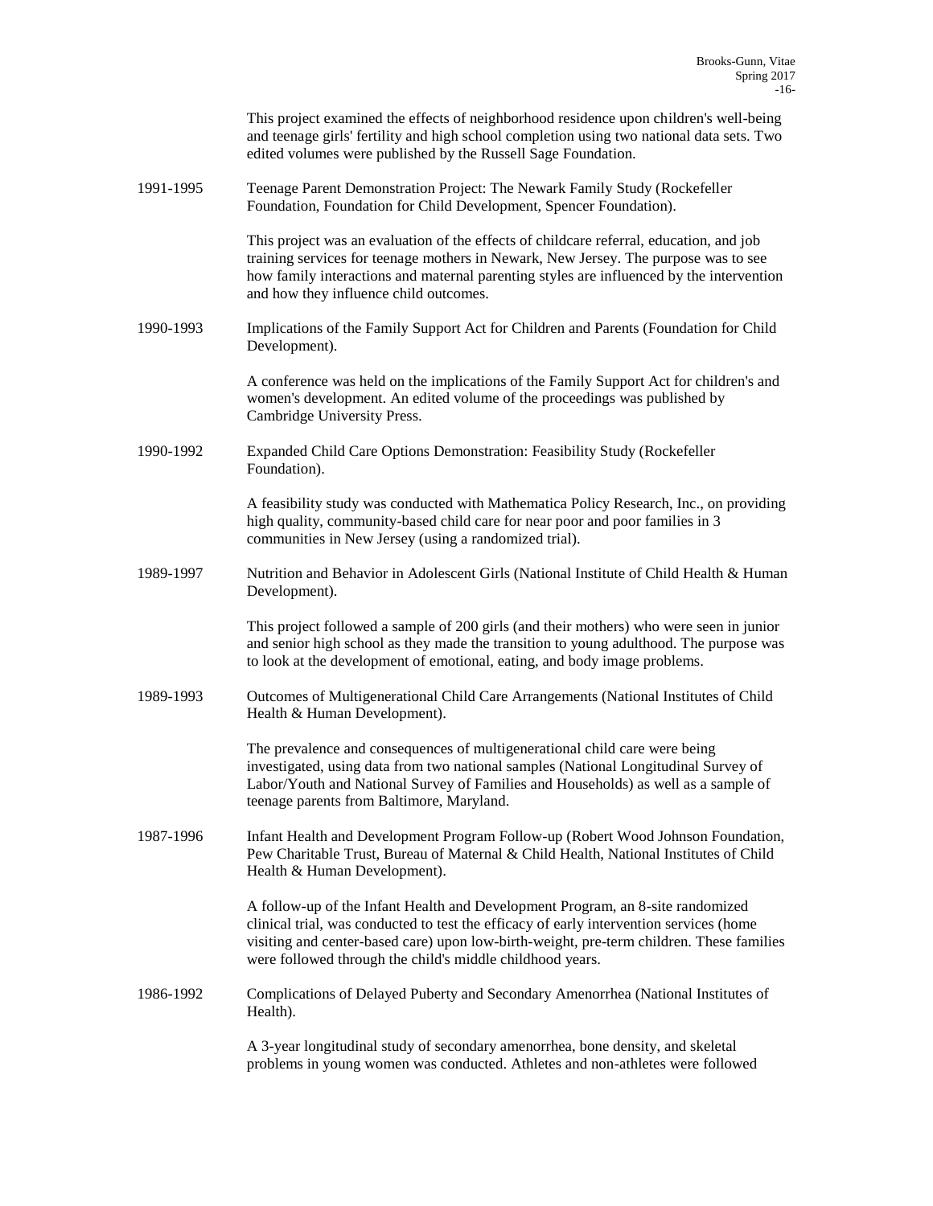This project examined the effects of neighborhood residence upon children's well-being and teenage girls' fertility and high school completion using two national data sets. Two edited volumes were published by the Russell Sage Foundation.

1991-1995 Teenage Parent Demonstration Project: The Newark Family Study (Rockefeller Foundation, Foundation for Child Development, Spencer Foundation).

This project was an evaluation of the effects of childcare referral, education, and job training services for teenage mothers in Newark, New Jersey. The purpose was to see how family interactions and maternal parenting styles are influenced by the intervention and how they influence child outcomes.

1990-1993 Implications of the Family Support Act for Children and Parents (Foundation for Child Development).

A conference was held on the implications of the Family Support Act for children's and women's development. An edited volume of the proceedings was published by Cambridge University Press.

1990-1992 Expanded Child Care Options Demonstration: Feasibility Study (Rockefeller Foundation).

A feasibility study was conducted with Mathematica Policy Research, Inc., on providing high quality, community-based child care for near poor and poor families in 3 communities in New Jersey (using a randomized trial).

1989-1997 Nutrition and Behavior in Adolescent Girls (National Institute of Child Health & Human Development).

This project followed a sample of 200 girls (and their mothers) who were seen in junior and senior high school as they made the transition to young adulthood. The purpose was to look at the development of emotional, eating, and body image problems.

1989-1993 Outcomes of Multigenerational Child Care Arrangements (National Institutes of Child Health & Human Development).

The prevalence and consequences of multigenerational child care were being investigated, using data from two national samples (National Longitudinal Survey of Labor/Youth and National Survey of Families and Households) as well as a sample of teenage parents from Baltimore, Maryland.

1987-1996 Infant Health and Development Program Follow-up (Robert Wood Johnson Foundation, Pew Charitable Trust, Bureau of Maternal & Child Health, National Institutes of Child Health & Human Development).

A follow-up of the Infant Health and Development Program, an 8-site randomized clinical trial, was conducted to test the efficacy of early intervention services (home visiting and center-based care) upon low-birth-weight, pre-term children. These families were followed through the child's middle childhood years.

1986-1992 Complications of Delayed Puberty and Secondary Amenorrhea (National Institutes of Health).

A 3-year longitudinal study of secondary amenorrhea, bone density, and skeletal problems in young women was conducted. Athletes and non-athletes were followed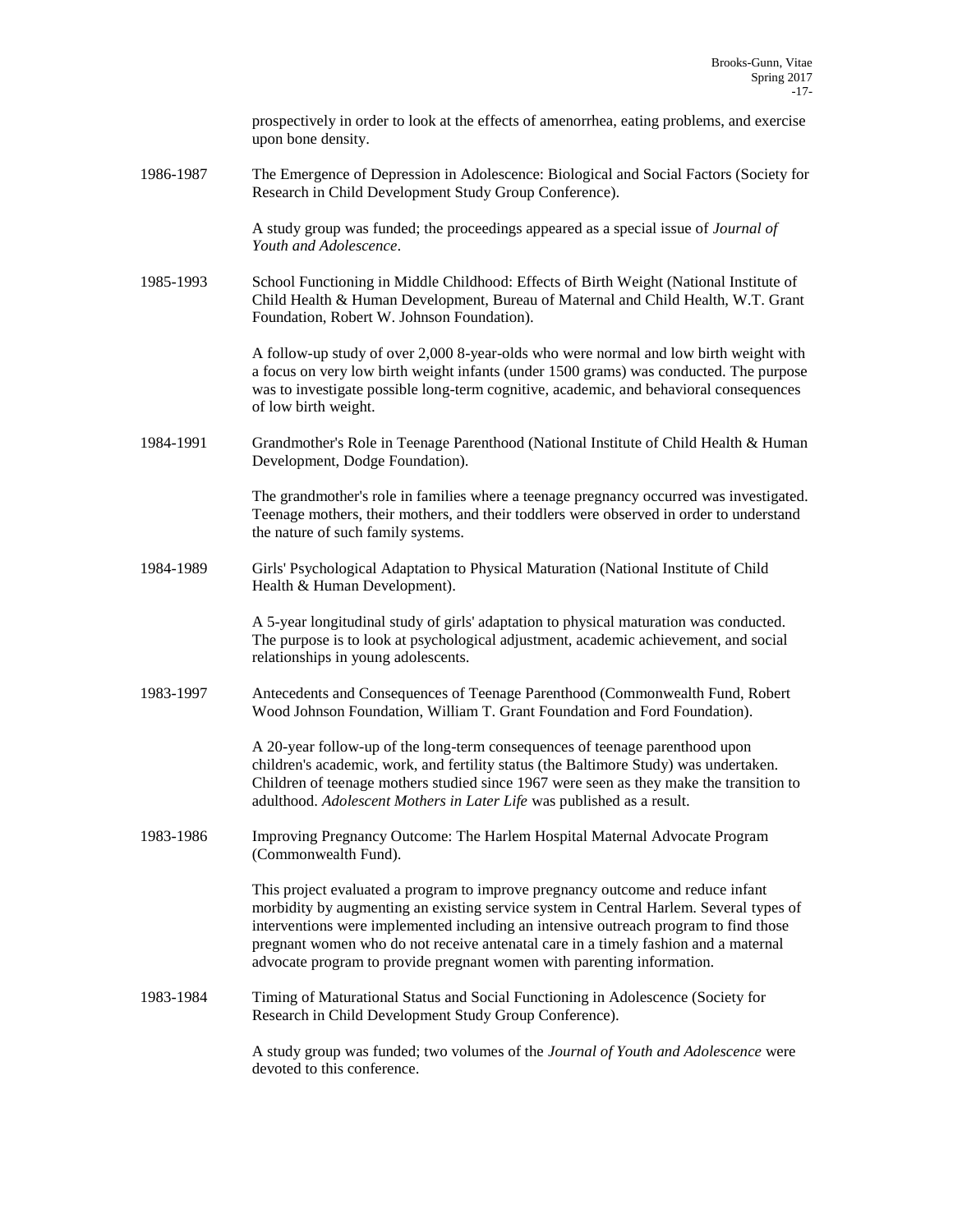prospectively in order to look at the effects of amenorrhea, eating problems, and exercise upon bone density.

1986-1987 The Emergence of Depression in Adolescence: Biological and Social Factors (Society for Research in Child Development Study Group Conference).

A study group was funded; the proceedings appeared as a special issue of *Journal of Youth and Adolescence*.

1985-1993 School Functioning in Middle Childhood: Effects of Birth Weight (National Institute of Child Health & Human Development, Bureau of Maternal and Child Health, W.T. Grant Foundation, Robert W. Johnson Foundation).

A follow-up study of over 2,000 8-year-olds who were normal and low birth weight with a focus on very low birth weight infants (under 1500 grams) was conducted. The purpose was to investigate possible long-term cognitive, academic, and behavioral consequences of low birth weight.

1984-1991 Grandmother's Role in Teenage Parenthood (National Institute of Child Health & Human Development, Dodge Foundation).

The grandmother's role in families where a teenage pregnancy occurred was investigated. Teenage mothers, their mothers, and their toddlers were observed in order to understand the nature of such family systems.

1984-1989 Girls' Psychological Adaptation to Physical Maturation (National Institute of Child Health & Human Development).

A 5-year longitudinal study of girls' adaptation to physical maturation was conducted. The purpose is to look at psychological adjustment, academic achievement, and social relationships in young adolescents.

1983-1997 Antecedents and Consequences of Teenage Parenthood (Commonwealth Fund, Robert Wood Johnson Foundation, William T. Grant Foundation and Ford Foundation).

A 20-year follow-up of the long-term consequences of teenage parenthood upon children's academic, work, and fertility status (the Baltimore Study) was undertaken. Children of teenage mothers studied since 1967 were seen as they make the transition to adulthood. *Adolescent Mothers in Later Life* was published as a result.

1983-1986 Improving Pregnancy Outcome: The Harlem Hospital Maternal Advocate Program (Commonwealth Fund).

This project evaluated a program to improve pregnancy outcome and reduce infant morbidity by augmenting an existing service system in Central Harlem. Several types of interventions were implemented including an intensive outreach program to find those pregnant women who do not receive antenatal care in a timely fashion and a maternal advocate program to provide pregnant women with parenting information.

1983-1984 Timing of Maturational Status and Social Functioning in Adolescence (Society for Research in Child Development Study Group Conference).

A study group was funded; two volumes of the *Journal of Youth and Adolescence* were devoted to this conference.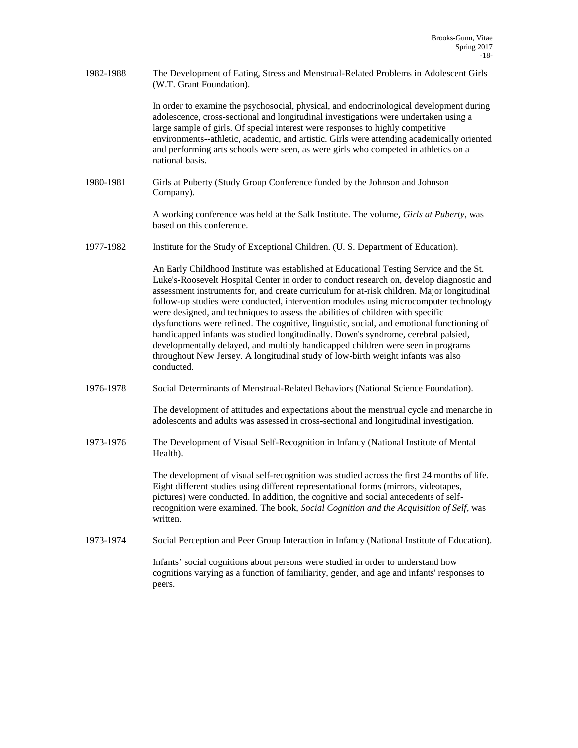1982-1988 The Development of Eating, Stress and Menstrual-Related Problems in Adolescent Girls (W.T. Grant Foundation).

In order to examine the psychosocial, physical, and endocrinological development during adolescence, cross-sectional and longitudinal investigations were undertaken using a large sample of girls. Of special interest were responses to highly competitive environments--athletic, academic, and artistic. Girls were attending academically oriented and performing arts schools were seen, as were girls who competed in athletics on a national basis.

1980-1981 Girls at Puberty (Study Group Conference funded by the Johnson and Johnson Company).

A working conference was held at the Salk Institute. The volume, *Girls at Puberty*, was based on this conference.

1977-1982 Institute for the Study of Exceptional Children. (U. S. Department of Education).

An Early Childhood Institute was established at Educational Testing Service and the St. Luke's-Roosevelt Hospital Center in order to conduct research on, develop diagnostic and assessment instruments for, and create curriculum for at-risk children. Major longitudinal follow-up studies were conducted, intervention modules using microcomputer technology were designed, and techniques to assess the abilities of children with specific dysfunctions were refined. The cognitive, linguistic, social, and emotional functioning of handicapped infants was studied longitudinally. Down's syndrome, cerebral palsied, developmentally delayed, and multiply handicapped children were seen in programs throughout New Jersey. A longitudinal study of low-birth weight infants was also conducted.

1976-1978 Social Determinants of Menstrual-Related Behaviors (National Science Foundation).

The development of attitudes and expectations about the menstrual cycle and menarche in adolescents and adults was assessed in cross-sectional and longitudinal investigation.

1973-1976 The Development of Visual Self-Recognition in Infancy (National Institute of Mental Health).

The development of visual self-recognition was studied across the first 24 months of life. Eight different studies using different representational forms (mirrors, videotapes, pictures) were conducted. In addition, the cognitive and social antecedents of self-recognition were examined. The book, *Social Cognition and the Acquisition of Self*, was written.

1973-1974 Social Perception and Peer Group Interaction in Infancy (National Institute of Education).

Infants' social cognitions about persons were studied in order to understand how cognitions varying as a function of familiarity, gender, and age and infants' responses to peers.